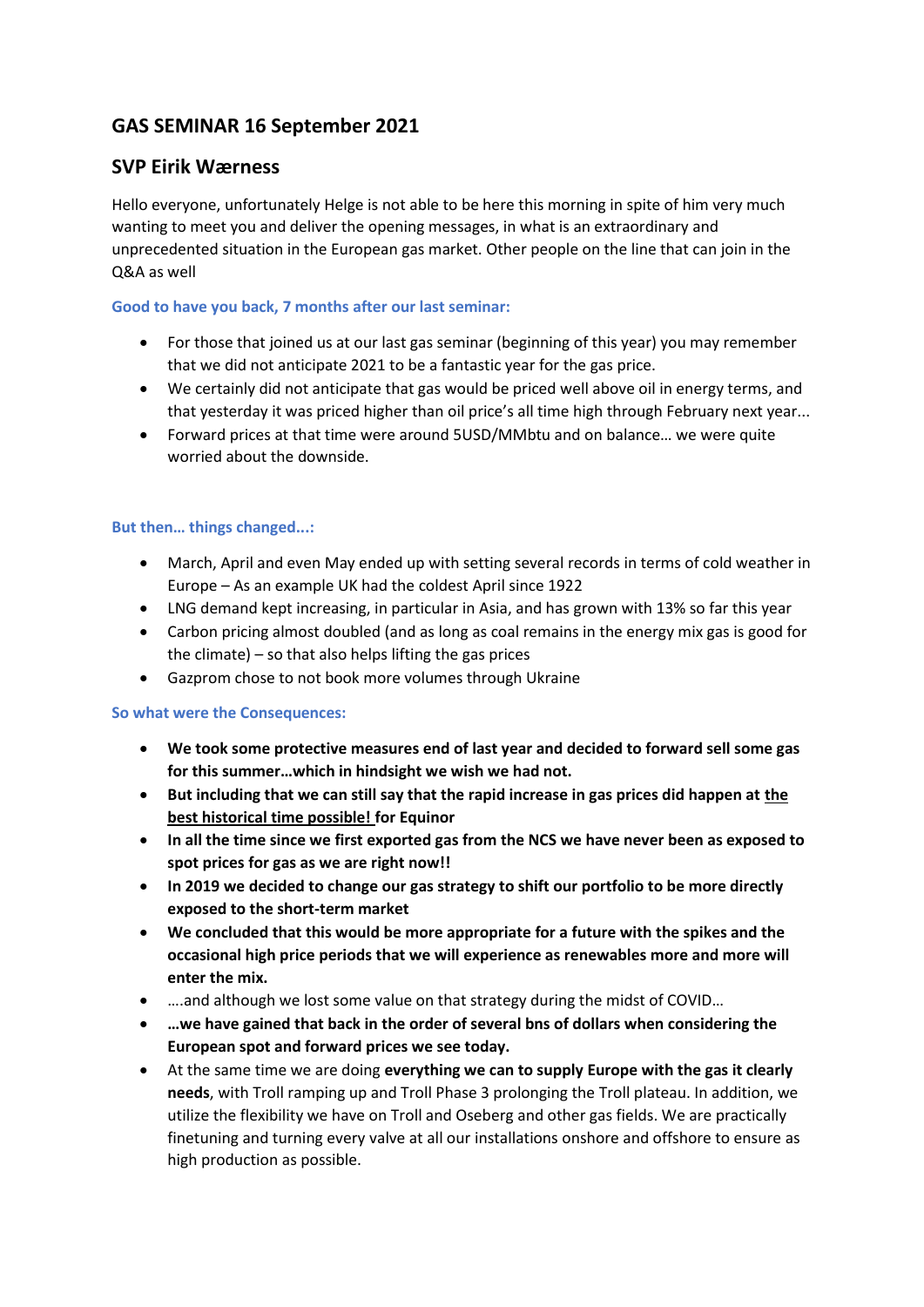# GAS SEMINAR 16 September 2021

## SVP Eirik Wærness

Hello everyone, unfortunately Helge is not able to be here this morning in spite of him very much wanting to meet you and deliver the opening messages, in what is an extraordinary and unprecedented situation in the European gas market. Other people on the line that can join in the Q&A as well

### Good to have you back, 7 months after our last seminar:

- For those that joined us at our last gas seminar (beginning of this year) you may remember that we did not anticipate 2021 to be a fantastic year for the gas price.
- We certainly did not anticipate that gas would be priced well above oil in energy terms, and that yesterday it was priced higher than oil price's all time high through February next year...
- Forward prices at that time were around 5USD/MMbtu and on balance… we were quite worried about the downside.

### But then… things changed...:

- March, April and even May ended up with setting several records in terms of cold weather in Europe – As an example UK had the coldest April since 1922
- LNG demand kept increasing, in particular in Asia, and has grown with 13% so far this year
- Carbon pricing almost doubled (and as long as coal remains in the energy mix gas is good for the climate) – so that also helps lifting the gas prices
- Gazprom chose to not book more volumes through Ukraine

### So what were the Consequences:

- **We took some protective measures end of last year and decided to forward sell some gas for this summer…which in hindsight we wish we had not.**
- **But including that we can still say that the rapid increase in gas prices did happen at <u>the best historical time possible!</u> for Equinor**
- **In all the time since we first exported gas from the NCS we have never been as exposed to spot prices for gas as we are right now!!**
- **In 2019 we decided to change our gas strategy to shift our portfolio to be more directly exposed to the short-term market**
- **We concluded that this would be more appropriate for a future with the spikes and the occasional high price periods that we will experience as renewables more and more will enter the mix.**
- ….and although we lost some value on that strategy during the midst of COVID…
- **…we have gained that back in the order of several bns of dollars when considering the European spot and forward prices we see today.**
- At the same time we are doing **everything we can to supply Europe with the gas it clearly needs**, with Troll ramping up and Troll Phase 3 prolonging the Troll plateau. In addition, we utilize the flexibility we have on Troll and Oseberg and other gas fields. We are practically finetuning and turning every valve at all our installations onshore and offshore to ensure as high production as possible.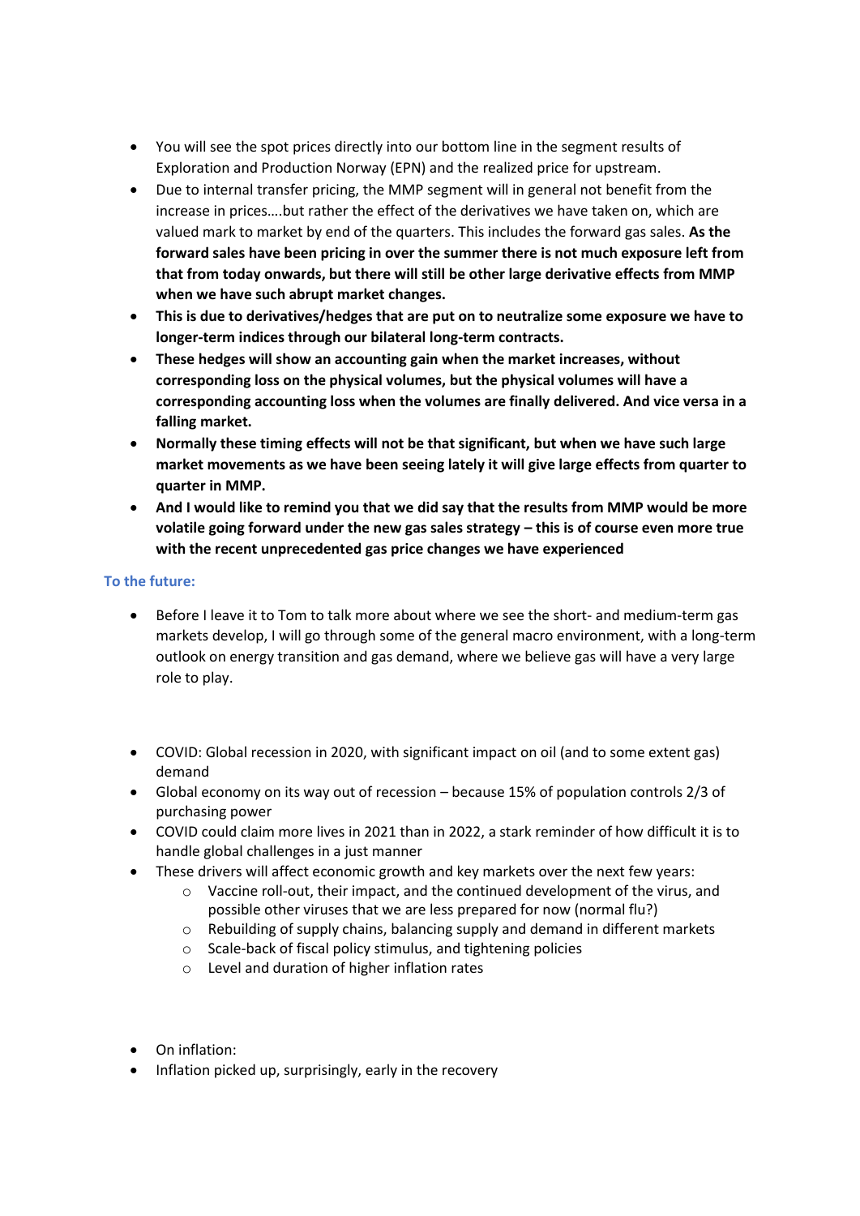- You will see the spot prices directly into our bottom line in the segment results of Exploration and Production Norway (EPN) and the realized price for upstream.
- Due to internal transfer pricing, the MMP segment will in general not benefit from the increase in prices….but rather the effect of the derivatives we have taken on, which are valued mark to market by end of the quarters. This includes the forward gas sales. **As the forward sales have been pricing in over the summer there is not much exposure left from that from today onwards, but there will still be other large derivative effects from MMP when we have such abrupt market changes.**
- **This is due to derivatives/hedges that are put on to neutralize some exposure we have to longer-term indices through our bilateral long-term contracts.**
- **These hedges will show an accounting gain when the market increases, without corresponding loss on the physical volumes, but the physical volumes will have a corresponding accounting loss when the volumes are finally delivered. And vice versa in a falling market.**
- **Normally these timing effects will not be that significant, but when we have such large market movements as we have been seeing lately it will give large effects from quarter to quarter in MMP.**
- **And I would like to remind you that we did say that the results from MMP would be more volatile going forward under the new gas sales strategy – this is of course even more true with the recent unprecedented gas price changes we have experienced**

### To the future:

- Before I leave it to Tom to talk more about where we see the short- and medium-term gas markets develop, I will go through some of the general macro environment, with a long-term outlook on energy transition and gas demand, where we believe gas will have a very large role to play.

- COVID: Global recession in 2020, with significant impact on oil (and to some extent gas) demand
- Global economy on its way out of recession – because 15% of population controls 2/3 of purchasing power
- COVID could claim more lives in 2021 than in 2022, a stark reminder of how difficult it is to handle global challenges in a just manner
- These drivers will affect economic growth and key markets over the next few years:
  - Vaccine roll-out, their impact, and the continued development of the virus, and possible other viruses that we are less prepared for now (normal flu?)
  - Rebuilding of supply chains, balancing supply and demand in different markets
  - Scale-back of fiscal policy stimulus, and tightening policies
  - Level and duration of higher inflation rates

- On inflation:
- Inflation picked up, surprisingly, early in the recovery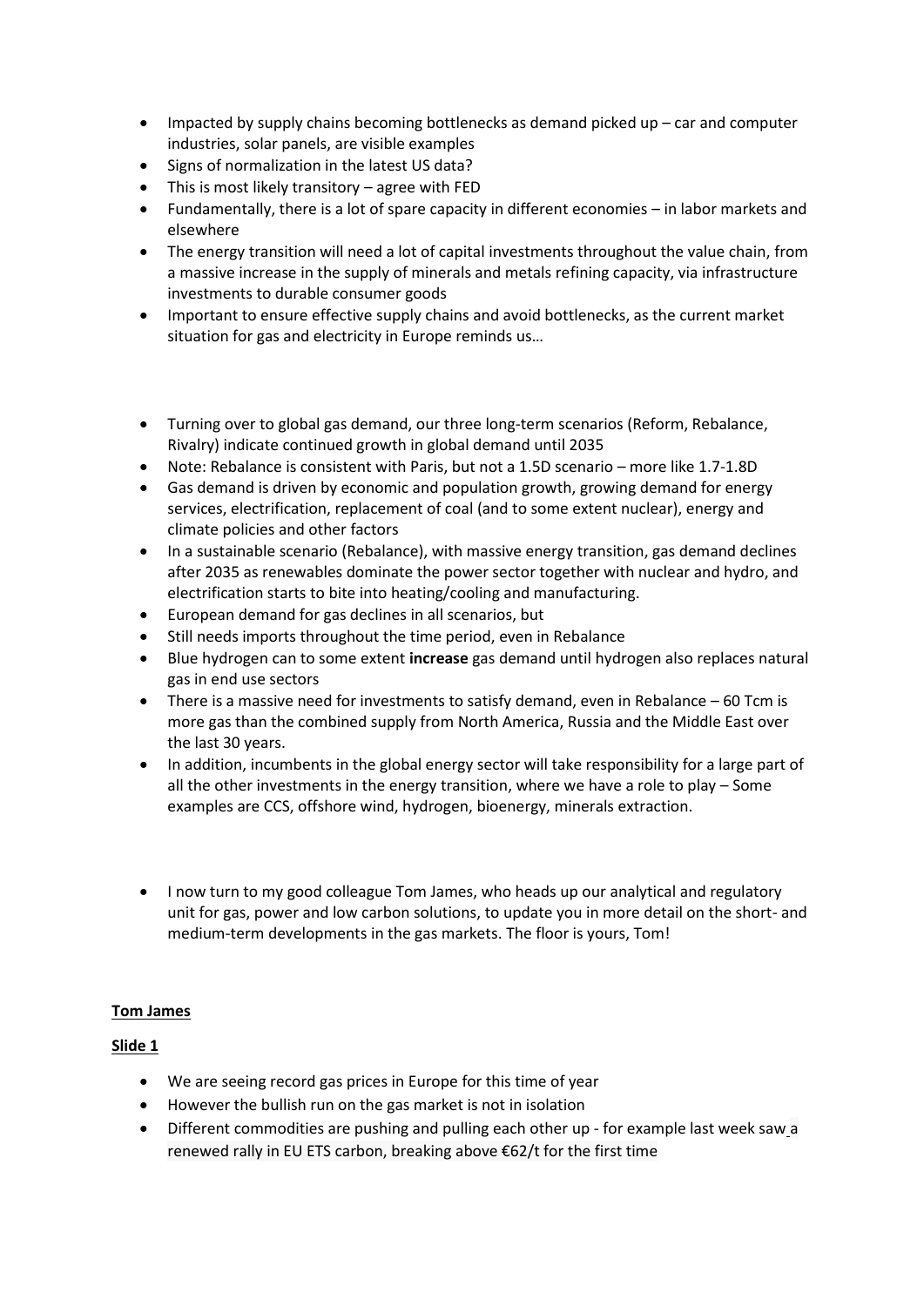- Impacted by supply chains becoming bottlenecks as demand picked up – car and computer industries, solar panels, are visible examples
- Signs of normalization in the latest US data?
- This is most likely transitory – agree with FED
- Fundamentally, there is a lot of spare capacity in different economies – in labor markets and elsewhere
- The energy transition will need a lot of capital investments throughout the value chain, from a massive increase in the supply of minerals and metals refining capacity, via infrastructure investments to durable consumer goods
- Important to ensure effective supply chains and avoid bottlenecks, as the current market situation for gas and electricity in Europe reminds us…

- Turning over to global gas demand, our three long-term scenarios (Reform, Rebalance, Rivalry) indicate continued growth in global demand until 2035
- Note: Rebalance is consistent with Paris, but not a 1.5D scenario – more like 1.7-1.8D
- Gas demand is driven by economic and population growth, growing demand for energy services, electrification, replacement of coal (and to some extent nuclear), energy and climate policies and other factors
- In a sustainable scenario (Rebalance), with massive energy transition, gas demand declines after 2035 as renewables dominate the power sector together with nuclear and hydro, and electrification starts to bite into heating/cooling and manufacturing.
- European demand for gas declines in all scenarios, but
- Still needs imports throughout the time period, even in Rebalance
- Blue hydrogen can to some extent **increase** gas demand until hydrogen also replaces natural gas in end use sectors
- There is a massive need for investments to satisfy demand, even in Rebalance – 60 Tcm is more gas than the combined supply from North America, Russia and the Middle East over the last 30 years.
- In addition, incumbents in the global energy sector will take responsibility for a large part of all the other investments in the energy transition, where we have a role to play – Some examples are CCS, offshore wind, hydrogen, bioenergy, minerals extraction.

- I now turn to my good colleague Tom James, who heads up our analytical and regulatory unit for gas, power and low carbon solutions, to update you in more detail on the short- and medium-term developments in the gas markets. The floor is yours, Tom!

**Tom James**

**Slide 1**

- We are seeing record gas prices in Europe for this time of year
- However the bullish run on the gas market is not in isolation
- Different commodities are pushing and pulling each other up - for example last week saw a renewed rally in EU ETS carbon, breaking above €62/t for the first time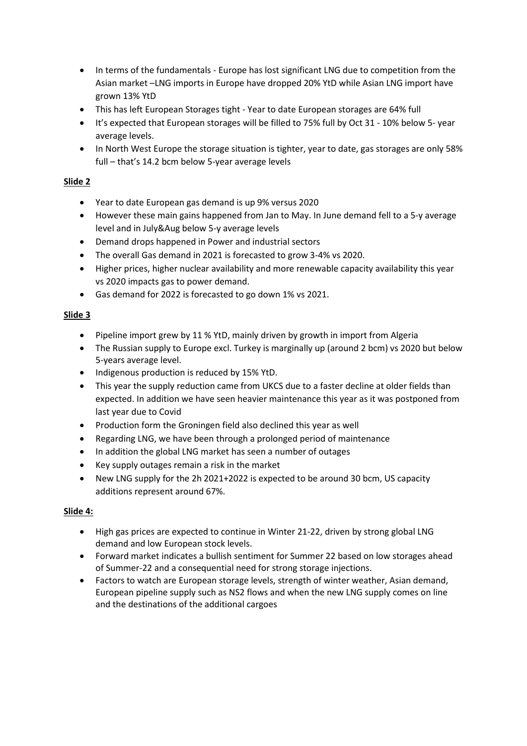- In terms of the fundamentals - Europe has lost significant LNG due to competition from the Asian market –LNG imports in Europe have dropped 20% YtD while Asian LNG import have grown 13% YtD
- This has left European Storages tight - Year to date European storages are 64% full
- It's expected that European storages will be filled to 75% full by Oct 31 - 10% below 5- year average levels.
- In North West Europe the storage situation is tighter, year to date, gas storages are only 58% full – that's 14.2 bcm below 5-year average levels

**Slide 2**

- Year to date European gas demand is up 9% versus 2020
- However these main gains happened from Jan to May. In June demand fell to a 5-y average level and in July&Aug below 5-y average levels
- Demand drops happened in Power and industrial sectors
- The overall Gas demand in 2021 is forecasted to grow 3-4% vs 2020.
- Higher prices, higher nuclear availability and more renewable capacity availability this year vs 2020 impacts gas to power demand.
- Gas demand for 2022 is forecasted to go down 1% vs 2021.

**Slide 3**

- Pipeline import grew by 11 % YtD, mainly driven by growth in import from Algeria
- The Russian supply to Europe excl. Turkey is marginally up (around 2 bcm) vs 2020 but below 5-years average level.
- Indigenous production is reduced by 15% YtD.
- This year the supply reduction came from UKCS due to a faster decline at older fields than expected. In addition we have seen heavier maintenance this year as it was postponed from last year due to Covid
- Production form the Groningen field also declined this year as well
- Regarding LNG, we have been through a prolonged period of maintenance
- In addition the global LNG market has seen a number of outages
- Key supply outages remain a risk in the market
- New LNG supply for the 2h 2021+2022 is expected to be around 30 bcm, US capacity additions represent around 67%.

**Slide 4:**

- High gas prices are expected to continue in Winter 21-22, driven by strong global LNG demand and low European stock levels.
- Forward market indicates a bullish sentiment for Summer 22 based on low storages ahead of Summer-22 and a consequential need for strong storage injections.
- Factors to watch are European storage levels, strength of winter weather, Asian demand, European pipeline supply such as NS2 flows and when the new LNG supply comes on line and the destinations of the additional cargoes